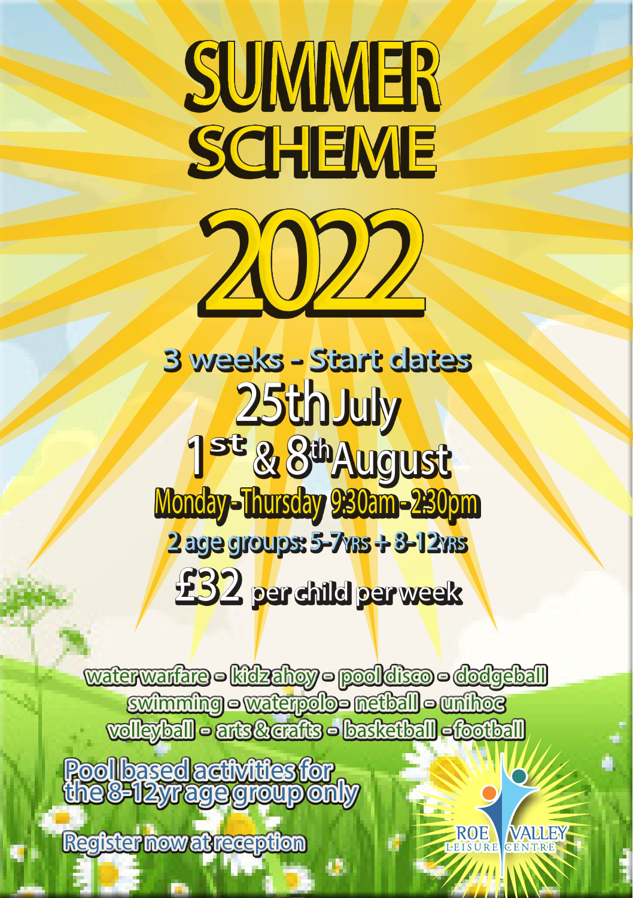# SUMMER SCHEME

# 2022

## 3 weeks - Start dates

**25th July**

**1st & 8th August**

**Monday - Thursday 9:30am - 2:30pm**

**2 age groups: 5-7YRS + 8-12YRS**

**£32 per child per week**

water warfare - kidz ahoy - pool disco - dodgeball
swimming - waterpolo - netball - unihoc
volleyball - arts & crafts - basketball - football

**Pool based activities for the 8-12yr age group only**

**Register now at reception**

ROE VALLEY LEISURE CENTRE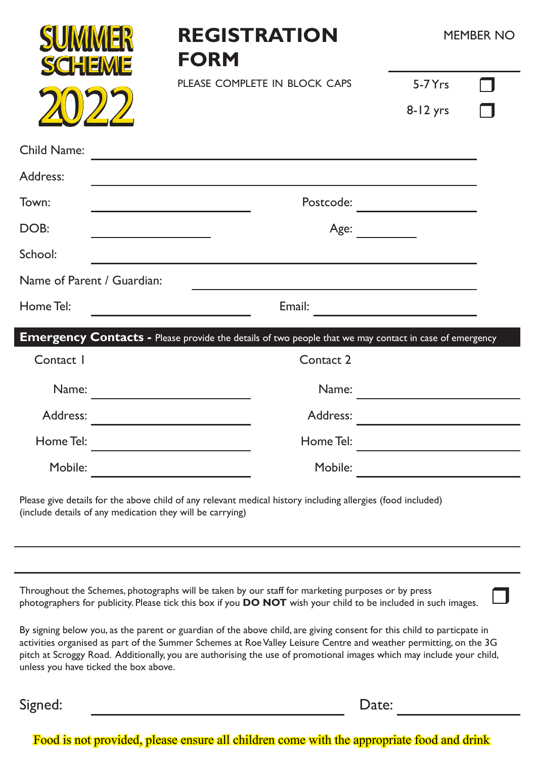# SUMMER SCHEME 2022

# REGISTRATION FORM

PLEASE COMPLETE IN BLOCK CAPS

MEMBER NO

5-7 Yrs ☐

8-12 yrs ☐

Child Name: ______________________________

Address: ______________________________

Town: ______________ Postcode: ______________

DOB: ______________ Age: ________

School: ______________________________

Name of Parent / Guardian: ______________________________

Home Tel: ______________ Email: ______________

## Emergency Contacts - Please provide the details of two people that we may contact in case of emergency

| Contact 1 | | Contact 2 | |
|---|---|---|---|
| Name: | | Name: | |
| Address: | | Address: | |
| Home Tel: | | Home Tel: | |
| Mobile: | | Mobile: | |

Please give details for the above child of any relevant medical history including allergies (food included) (include details of any medication they will be carrying)

______________________________

______________________________

Throughout the Schemes, photographs will be taken by our staff for marketing purposes or by press photographers for publicity. Please tick this box if you **DO NOT** wish your child to be included in such images. ☐

By signing below you, as the parent or guardian of the above child, are giving consent for this child to particpate in activities organised as part of the Summer Schemes at Roe Valley Leisure Centre and weather permitting, on the 3G pitch at Scroggy Road. Additionally, you are authorising the use of promotional images which may include your child, unless you have ticked the box above.

Signed: ______________________________ Date: ______________

Food is not provided, please ensure all children come with the appropriate food and drink